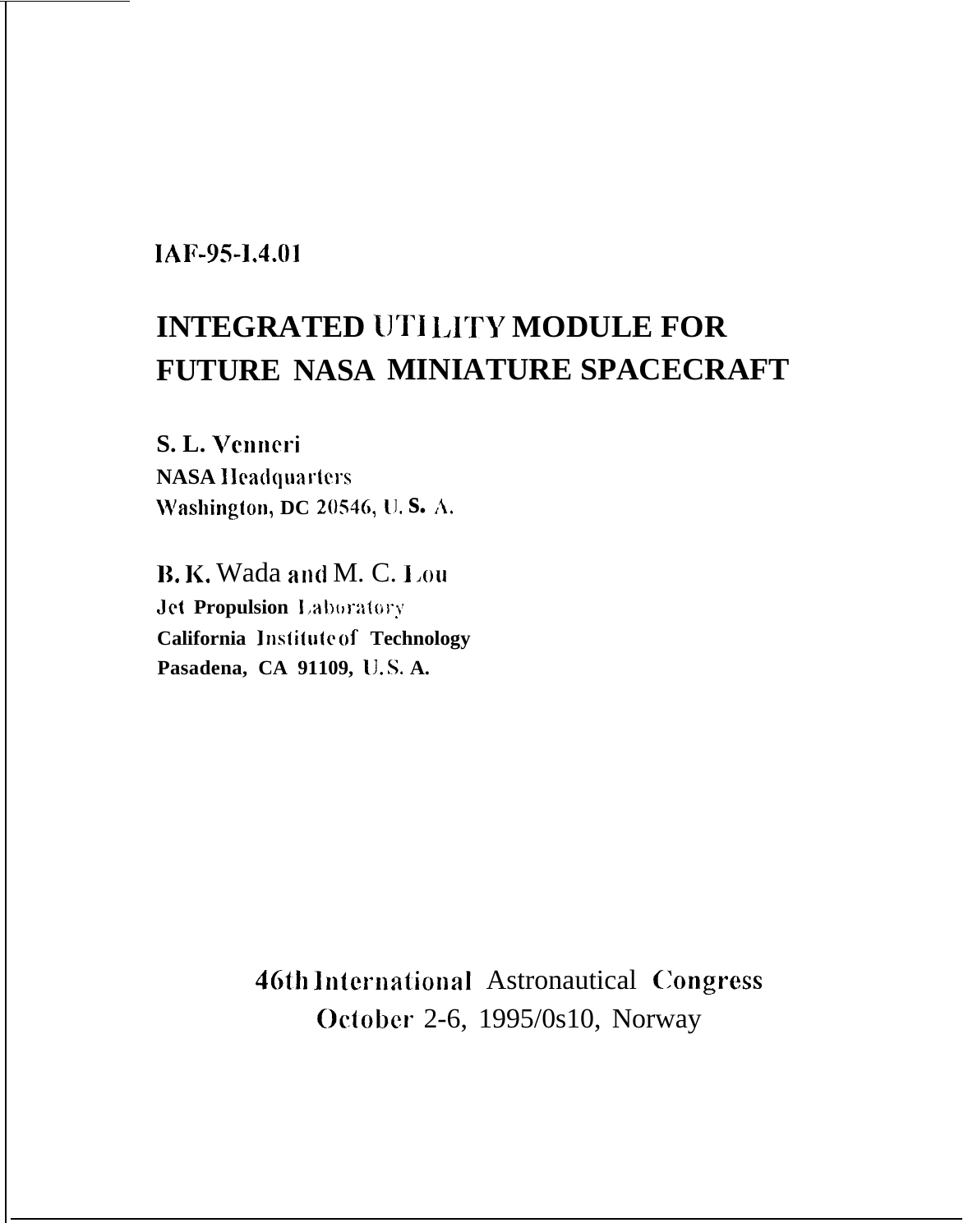**IAF-95-I.4.01**

# INTEGRATED UTILITY MODULE FOR FUTURE NASA MINIATURE SPACECRAFT

**S. L. Venneri**
**NASA Headquarters**
**Washington, DC 20546, U. S. A.**

**B. K. Wada and M. C. Lou**
**Jet Propulsion Laboratory**
**California Institute of Technology**
**Pasadena, CA 91109, U.S. A.**

**46th International Astronautical Congress**
**October 2-6, 1995/0s10, Norway**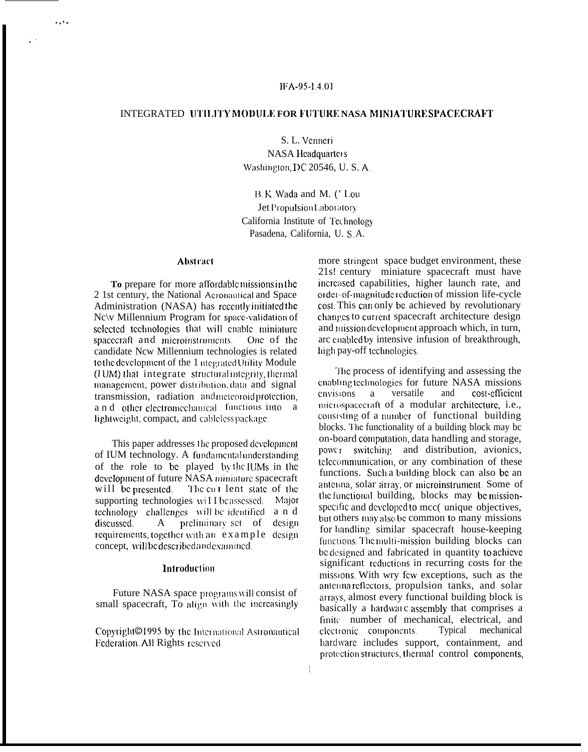IFA-95-I.4.01

# INTEGRATED UTILITY MODULE FOR FUTURE NASA MINIATURE SPACECRAFT

S. L. Venneri
NASA Headquarters
Washington, DC 20546, U. S. A.

B. K. Wada and M. ('Lou
Jet Propulsion Laboratory
California Institute of Technology
Pasadena, California, U. S. A.

## Abstract

To prepare for more affordable missions in the 2 1st century, the National Aeronautical and Space Administration (NASA) has recently initiated the New Millennium Program for space-validation of selected technologies that will enable miniature spacecraft and microinstruments. One of the candidate New Millennium technologies is related to the development of the Integrated Utility Module (IUM) that integrate structural integrity, thermal management, power distribution, data and signal transmission, radiation and meteoroid protection, and other electromechanical functions into a lightweight, compact, and cableless package.

This paper addresses the proposed development of IUM technology. A fundamental understanding of the role to be played by the IUMs in the development of future NASA miniature spacecraft will be presented. The current state of the supporting technologies will be assessed. Major technology challenges will be identified and discussed. A preliminary set of design requirements, together with an example design concept, will be described and examined.

## Introduction

Future NASA space programs will consist of small spacecraft, To align with the increasingly more stringent space budget environment, these 21st century miniature spacecraft must have increased capabilities, higher launch rate, and order-of-magnitude reduction of mission life-cycle cost. This can only be achieved by revolutionary changes to current spacecraft architecture design and mission development approach which, in turn, are enabled by intensive infusion of breakthrough, high pay-off technologies.

The process of identifying and assessing the enabling technologies for future NASA missions envisions a versatile and cost-efficient microspacecraft of a modular architecture, i.e., consisting of a number of functional building blocks. The functionality of a building block may be on-board computation, data handling and storage, power switching and distribution, avionics, telecommunication, or any combination of these functions. Such a building block can also be an antenna, solar array, or microinstrument. Some of the functional building, blocks may be mission-specific and developed to meet unique objectives, but others may also be common to many missions for handling similar spacecraft house-keeping functions. The multi-mission building blocks can be designed and fabricated in quantity to achieve significant reductions in recurring costs for the missions. With very few exceptions, such as the antenna reflectors, propulsion tanks, and solar arrays, almost every functional building block is basically a hardware assembly that comprises a finite number of mechanical, electrical, and electronic components. Typical mechanical hardware includes support, containment, and protection structures, thermal control components,

Copyright©1995 by the International Astronautical Federation. All Rights reserved.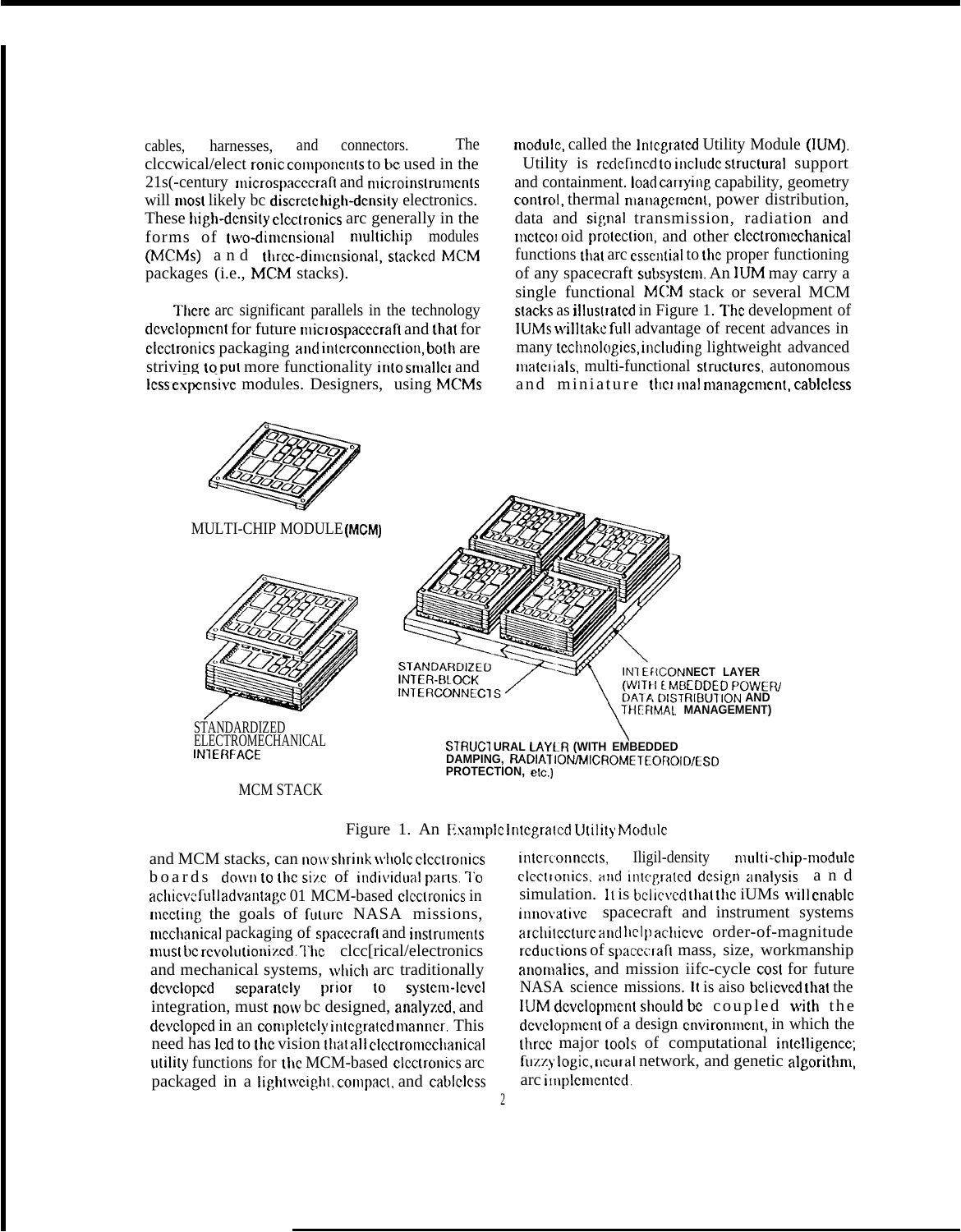cables, harnesses, and connectors. The electrical/electronic components to be used in the 21st-century microspacecraft and microinstruments will most likely be discrete high-density electronics. These high-density electronics are generally in the forms of two-dimensional multichip modules (MCMs) and three-dimensional, stacked MCM packages (i.e., MCM stacks).

There are significant parallels in the technology development for future microspacecraft and that for electronics packaging and interconnection, both are striving to put more functionality into smaller and less expensive modules. Designers, using MCMs and MCM stacks, can now shrink whole electronics boards down to the size of individual parts. To achieve full advantage of MCM-based electronics in meeting the goals of future NASA missions, mechanical packaging of spacecraft and instruments must be revolutionized. The electrical/electronics and mechanical systems, which are traditionally developed separately prior to system-level integration, must now be designed, analyzed, and developed in an completely integrated manner. This need has led to the vision that all electromechanical utility functions for the MCM-based electronics are packaged in a lightweight, compact, and cableless module, called the Integrated Utility Module (IUM).

Utility is redefined to include structural support and containment, load carrying capability, geometry control, thermal management, power distribution, data and signal transmission, radiation and meteoroid protection, and other electromechanical functions that are essential to the proper functioning of any spacecraft subsystem. An IUM may carry a single functional MCM stack or several MCM stacks as illustrated in Figure 1. The development of IUMs will take full advantage of recent advances in many technologies, including lightweight advanced materials, multi-functional structures, autonomous and miniature thermal management, cableless interconnects, high-density multi-chip-module electronics, and integrated design analysis and simulation. It is believed that the IUMs will enable innovative spacecraft and instrument systems architecture and help achieve order-of-magnitude reductions of spacecraft mass, size, workmanship anomalies, and mission life-cycle cost for future NASA science missions. It is also believed that the IUM development should be coupled with the development of a design environment, in which the three major tools of computational intelligence; fuzzy logic, neural network, and genetic algorithm, are implemented.

MULTI-CHIP MODULE (MCM)

STANDARDIZED ELECTROMECHANICAL INTERFACE

MCM STACK

STANDARDIZED INTER-BLOCK INTERCONNECTS

INTERCONNECT LAYER (WITH EMBEDDED POWER/ DATA DISTRIBUTION AND THERMAL MANAGEMENT)

STRUCTURAL LAYER (WITH EMBEDDED DAMPING, RADIATION/MICROMETEOROID/ESD PROTECTION, etc.)

Figure 1. An Example Integrated Utility Module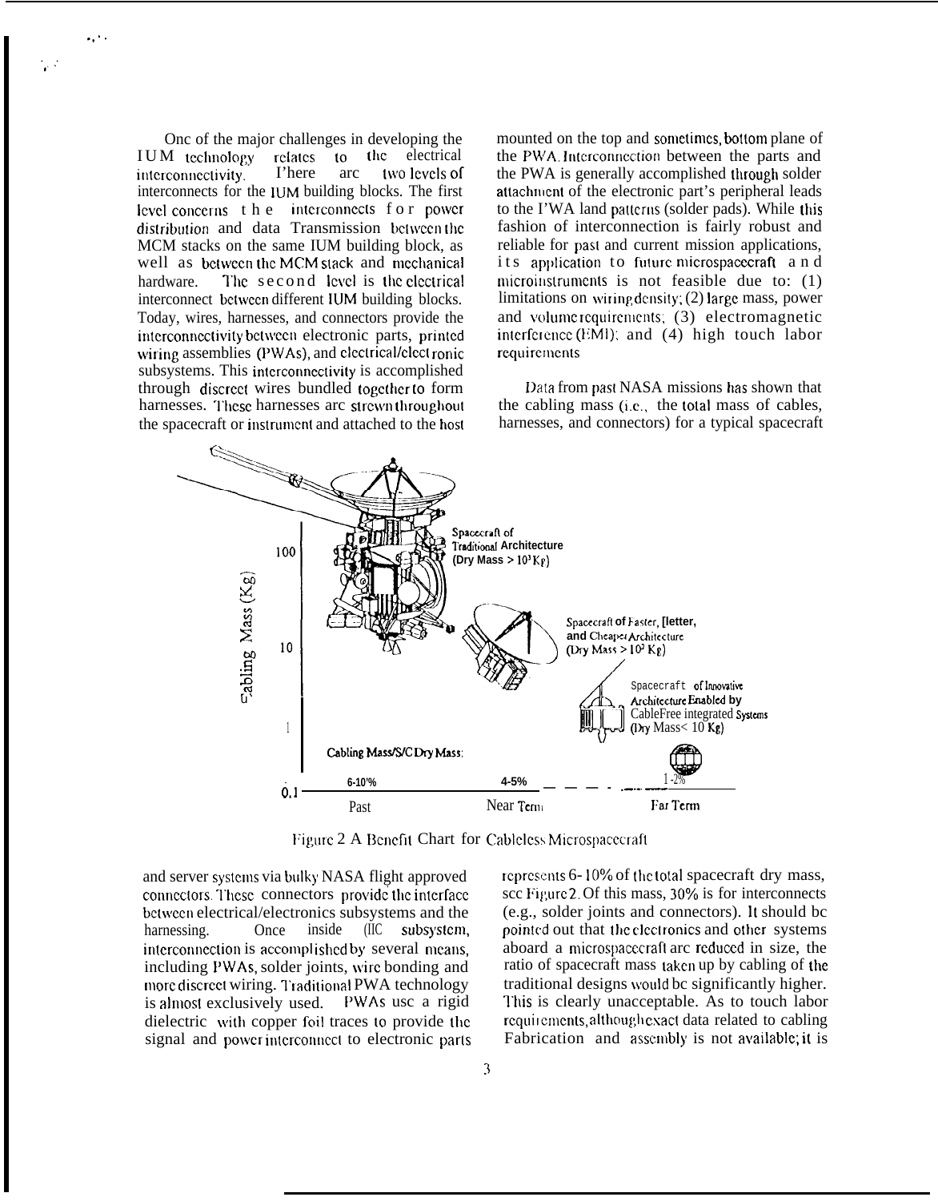One of the major challenges in developing the IUM technology relates to the electrical interconnectivity. There are two levels of interconnects for the IUM building blocks. The first level concerns the interconnects for power distribution and data Transmission between the MCM stacks on the same IUM building block, as well as between the MCM stack and mechanical hardware. The second level is the electrical interconnect between different IUM building blocks. Today, wires, harnesses, and connectors provide the interconnectivity between electronic parts, printed wiring assemblies (PWAs), and electrical/electronic subsystems. This interconnectivity is accomplished through discrete wires bundled together to form harnesses. These harnesses are strewn throughout the spacecraft or instrument and attached to the host mounted on the top and sometimes, bottom plane of the PWA. Interconnection between the parts and the PWA is generally accomplished through solder attachment of the electronic part's peripheral leads to the PWA land patterns (solder pads). While this fashion of interconnection is fairly robust and reliable for past and current mission applications, its application to future microspacecraft and microinstruments is not feasible due to: (1) limitations on wiring density; (2) large mass, power and volume requirements; (3) electromagnetic interference (EMI); and (4) high touch labor requirements

Data from past NASA missions has shown that the cabling mass (i.e., the total mass of cables, harnesses, and connectors) for a typical spacecraft

Cabling Mass (Kg)

100

10

1

0.1

Spacecraft of Traditional Architecture (Dry Mass > $10^3$ Kg)

Spacecraft of Faster, Better, and Cheaper Architecture (Dry Mass > $10^2$ Kg)

Spacecraft of Innovative Architecture Enabled by CableFree integrated Systems (Dry Mass < 10 Kg)

Cabling Mass/S/C Dry Mass:

6-10%

4-5%

1-2%

Past

Near Term

Far Term

Figure 2 A Benefit Chart for Cableless Microspacecraft

and server systems via bulky NASA flight approved connectors. These connectors provide the interface between electrical/electronics subsystems and the harnessing. Once inside the subsystem, interconnection is accomplished by several means, including PWAs, solder joints, wire bonding and more discreet wiring. Traditional PWA technology is almost exclusively used. PWAs use a rigid dielectric with copper foil traces to provide the signal and power interconnect to electronic parts represents 6-10% of the total spacecraft dry mass, see Figure 2. Of this mass, 30% is for interconnects (e.g., solder joints and connectors). It should be pointed out that the electronics and other systems aboard a microspacecraft are reduced in size, the ratio of spacecraft mass taken up by cabling of the traditional designs would be significantly higher. This is clearly unacceptable. As to touch labor requirements, although exact data related to cabling Fabrication and assembly is not available; it is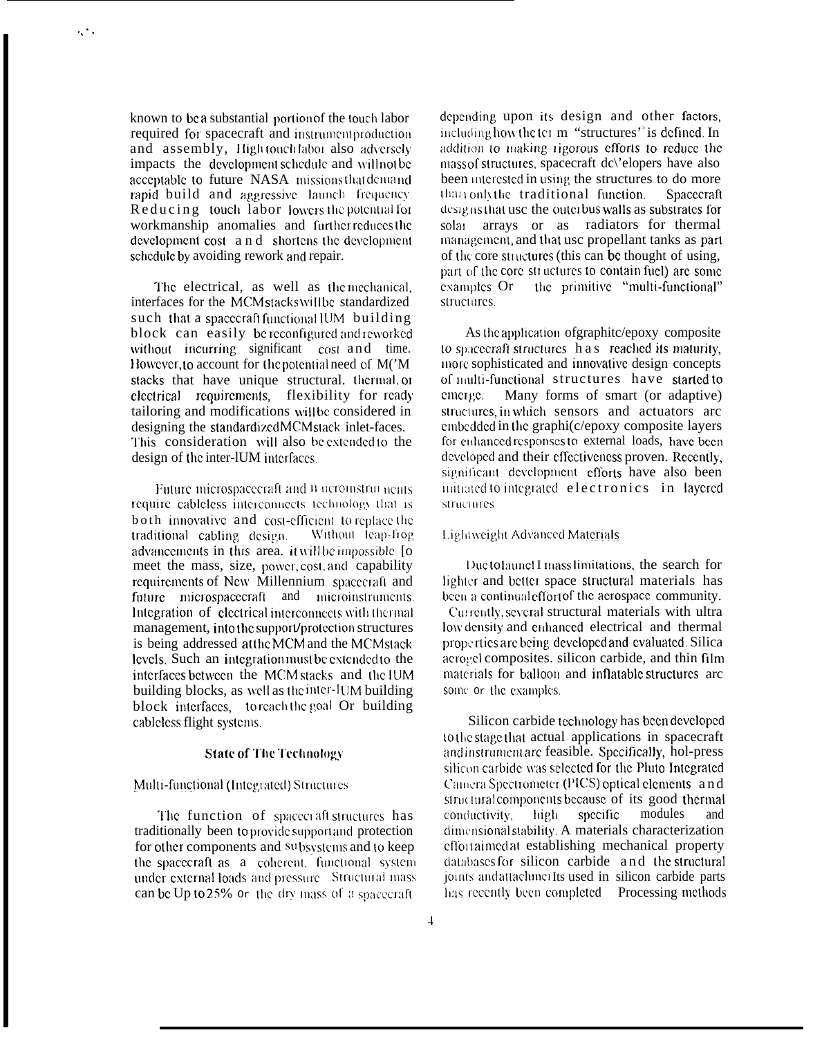known to be a substantial portion of the touch labor required for spacecraft and instrument production and assembly. High touch labor also adversely impacts the development schedule and will not be acceptable to future NASA missions that demand rapid build and aggressive launch frequency. Reducing touch labor lowers the potential for workmanship anomalies and further reduces the development cost and shortens the development schedule by avoiding rework and repair.

The electrical, as well as the mechanical, interfaces for the MCM stacks will be standardized such that a spacecraft functional IUM building block can easily be reconfigured and reworked without incurring significant cost and time. However, to account for the potential need of MCM stacks that have unique structural, thermal, or electrical requirements, flexibility for ready tailoring and modifications will be considered in designing the standardized MCM stack inter-faces. This consideration will also be extended to the design of the inter-IUM interfaces.

Future microspacecraft and microinstruments require cableless interconnects technology that is both innovative and cost-efficient to replace the traditional cabling design. Without leap-frog advancements in this area, it will be impossible to meet the mass, size, power, cost, and capability requirements of New Millennium spacecraft and future microspacecraft and microinstruments. Integration of electrical interconnects with thermal management, into the support/protection structures is being addressed at the MCM and the MCM stack levels. Such an integration must be extended to the interfaces between the MCM stacks and the IUM building blocks, as well as the inter-IUM building block interfaces, to reach the goal of building cableless flight systems.

## State of The Technology

### Multi-functional (Integrated) Structures

The function of spacecraft structures has traditionally been to provide support and protection for other components and subsystems and to keep the spacecraft as a coherent, functional system under external loads and pressure. Structural mass can be up to 25% of the dry mass of a spacecraft depending upon its design and other factors, including how the term "structures" is defined. In addition to making rigorous efforts to reduce the mass of structures, spacecraft developers have also been interested in using the structures to do more than only the traditional function. Spacecraft designs that use the outer bus walls as substrates for solar arrays or as radiators for thermal management, and that use propellant tanks as part of the core structures (this can be thought of using, part of the core structures to contain fuel) are some examples of the primitive "multi-functional" structures.

As the application of graphite/epoxy composite to spacecraft structures has reached its maturity, more sophisticated and innovative design concepts of multi-functional structures have started to emerge. Many forms of smart (or adaptive) structures, in which sensors and actuators are embedded in the graphite/epoxy composite layers for enhanced responses to external loads, have been developed and their effectiveness proven. Recently, significant development efforts have also been initiated to integrated electronics in layered structures

### Lightweight Advanced Materials

Due to launch mass limitations, the search for lighter and better space structural materials has been a continual effort of the aerospace community. Currently, several structural materials with ultra low density and enhanced electrical and thermal properties are being developed and evaluated. Silica aerogel composites, silicon carbide, and thin film materials for balloon and inflatable structures are some of the examples.

Silicon carbide technology has been developed to the stage that actual applications in spacecraft and instrument are feasible. Specifically, hot-press silicon carbide was selected for the Pluto Integrated Camera Spectrometer (PICS) optical elements and structural components because of its good thermal conductivity, high specific modules and dimensional stability. A materials characterization effort aimed at establishing mechanical property databases for silicon carbide and the structural joints and attachments used in silicon carbide parts has recently been completed. Processing methods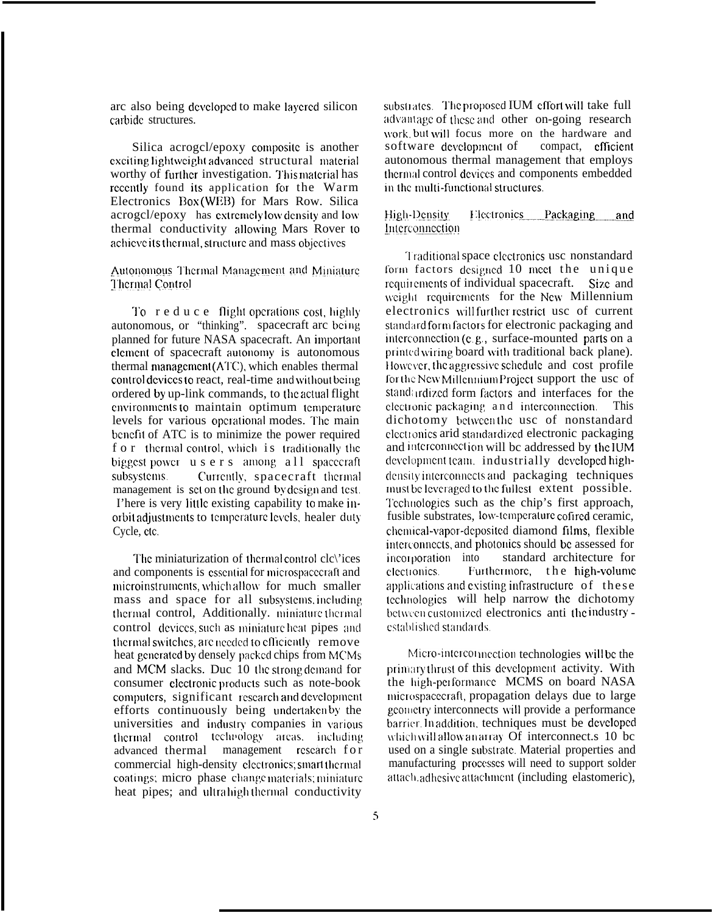arc also being developed to make layered silicon carbide structures.

Silica acrogel/epoxy composite is another exciting lightweight advanced structural material worthy of further investigation. This material has recently found its application for the Warm Electronics Box (WEB) for Mars Row. Silica acrogel/epoxy has extremely low density and low thermal conductivity allowing Mars Rover to achieve its thermal, structure and mass objectives

### Autonomous Thermal Management and Miniature Thermal Control

To reduce flight operations cost, highly autonomous, or "thinking". spacecraft arc being planned for future NASA spacecraft. An important element of spacecraft autonomy is autonomous thermal management (ATC), which enables thermal control devices to react, real-time and without being ordered by up-link commands, to the actual flight environments to maintain optimum temperature levels for various operational modes. The main benefit of ATC is to minimize the power required for thermal control, which is traditionally the biggest power users among all spacecraft subsystems. Currently, spacecraft thermal management is set on the ground by design and test. I'here is very little existing capability to make in-orbit adjustments to temperature levels, healer duty Cycle, etc.

The miniaturization of thermal control dev'ices and components is essential for microspacecraft and microinstruments, which allow for much smaller mass and space for all subsystems, including thermal control, Additionally. miniature thermal control devices, such as miniature heat pipes and thermal switches, arc needed to efficiently remove heat generated by densely packed chips from MCMs and MCM slacks. Duc 10 the strong demand for consumer electronic products such as note-book computers, significant research and development efforts continuously being undertaken by the universities and industry companies in various thermal control technology areas, including advanced thermal management research for commercial high-density electronics; smart thermal coatings; micro phase change materials; miniature heat pipes; and ultra high thermal conductivity substrates. The proposed IUM effort will take full advantage of these and other on-going research work, but will focus more on the hardware and software development of compact, efficient autonomous thermal management that employs thermal control devices and components embedded in the multi-functional structures.

### High-Density Electronics Packaging and Interconnection

Traditional space electronics use nonstandard form factors designed 10 meet the unique requirements of individual spacecraft. Size and weight requirements for the New Millennium electronics will further restrict use of current standard form factors for electronic packaging and interconnection (e.g., surface-mounted parts on a printed wiring board with traditional back plane). However, the aggressive schedule and cost profile for the New Millennium Project support the use of standardized form factors and interfaces for the electronic packaging and interconnection. This dichotomy between the use of nonstandard electronics arid standardized electronic packaging and interconnection will be addressed by the IUM development team. industrially developed high-density interconnects and packaging techniques must be leveraged to the fullest extent possible. Technologies such as the chip's first approach, fusible substrates, low-temperature cofired ceramic, chemical-vapor-deposited diamond films, flexible interconnects, and photonics should be assessed for incorporation into standard architecture for electronics. Furthermore, the high-volume applications and existing infrastructure of these technologies will help narrow the dichotomy between customized electronics anti the industry-established standards.

Micro-interconnection technologies will be the primary thrust of this development activity. With the high-performance MCMS on board NASA microspacecraft, propagation delays due to large geometry interconnects will provide a performance barrier. In addition, techniques must be developed which will allow an array Of interconnect.s 10 bc used on a single substrate. Material properties and manufacturing processes will need to support solder attach, adhesive attachment (including elastomeric),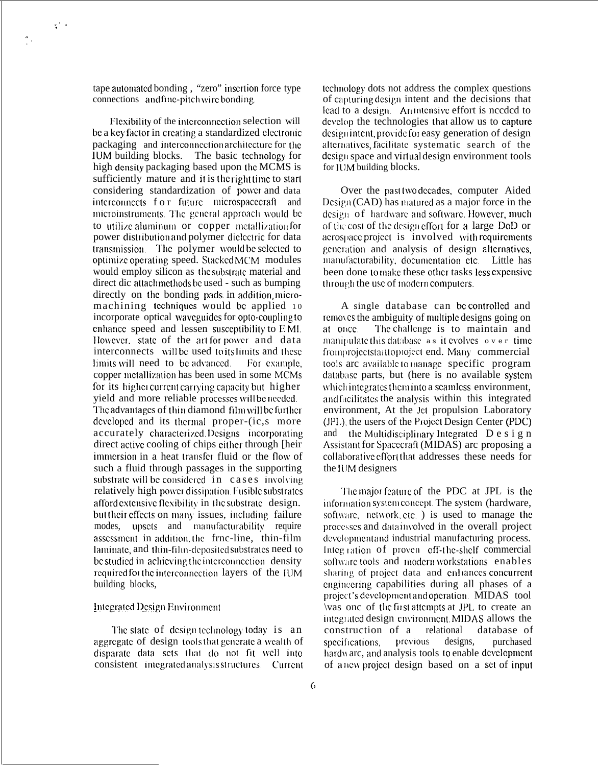tape automated bonding, "zero" insertion force type connections and fine-pitch wire bonding.

Flexibility of the interconnection selection will be a key factor in creating a standardized electronic packaging and interconnection architecture for the IUM building blocks. The basic technology for high density packaging based upon the MCMS is sufficiently mature and it is the right time to start considering standardization of power and data interconnects for future microspacecraft and microinstruments. The general approach would be to utilize aluminum or copper metallization for power distribution and polymer dielectric for data transmission. The polymer would be selected to optimize operating speed. Stacked MCM modules would employ silicon as the substrate material and direct die attach methods be used - such as bumping directly on the bonding pads. in addition, micro-machining techniques would be applied to incorporate optical waveguides for opto-coupling to enhance speed and lessen susceptibility to EMI. However, state of the art for power and data interconnects will be used to its limits and these limits will need to be advanced. For example, copper metallization has been used in some MCMs for its higher current carrying capacity but higher yield and more reliable processes will be needed. The advantages of thin diamond film will be further developed and its thermal proper-(ic,s more accurately characterized. Designs incorporating direct active cooling of chips either through [heir immersion in a heat transfer fluid or the flow of such a fluid through passages in the supporting substrate will be considered in cases involving relatively high power dissipation. Fusible substrates afford extensive flexibility in the substrate design. but their effects on many issues, including failure modes, upsets and manufacturability require assessment. in addition, the frnc-line, thin-film laminate, and thin-film-deposited substrates need to be studied in achieving the interconnection density required for the interconnection layers of the IUM building blocks,

## Integrated Design Environment

The state of design technology today is an aggregate of design tools that generate a wealth of disparate data sets that do not fit well into consistent integrated analysis structures. Current technology dots not address the complex questions of capturing design intent and the decisions that lead to a design. An intensive effort is needed to develop the technologies that allow us to capture design intent, provide for easy generation of design alternatives, facilitate systematic search of the design space and virtual design environment tools for IUM building blocks.

Over the past two decades, computer Aided Design (CAD) has matured as a major force in the design of hardware and software. However, much of the cost of the design effort for a large DoD or aerospace project is involved with requirements generation and analysis of design alternatives, manufacturability, documentation etc. Little has been done to make these other tasks less expensive through the use of modern computers.

A single database can be controlled and removes the ambiguity of multiple designs going on at once. The challenge is to maintain and manipulate this database as it evolves over time from project start to project end. Many commercial tools are available to manage specific program database parts, but (here is no available system which integrates them into a seamless environment, and facilitates the analysis within this integrated environment, At the Jet propulsion Laboratory (JPL), the users of the Project Design Center (PDC) and the Multidisciplinary Integrated Design Assistant for Spacecraft (MIDAS) are proposing a collaborative effort that addresses these needs for the IUM designers

The major feature of the PDC at JPL is the information system concept. The system (hardware, software, network, etc. ) is used to manage the processes and data involved in the overall project development and industrial manufacturing process. Integration of proven off-the-shelf commercial software tools and modern workstations enables sharing of project data and enhances concurrent engineering capabilities during all phases of a project's development and operation. MIDAS tool was one of the first attempts at JPL to create an integrated design environment. MIDAS allows the construction of a relational database of specifications, previous designs, purchased hardware, and analysis tools to enable development of a new project design based on a set of input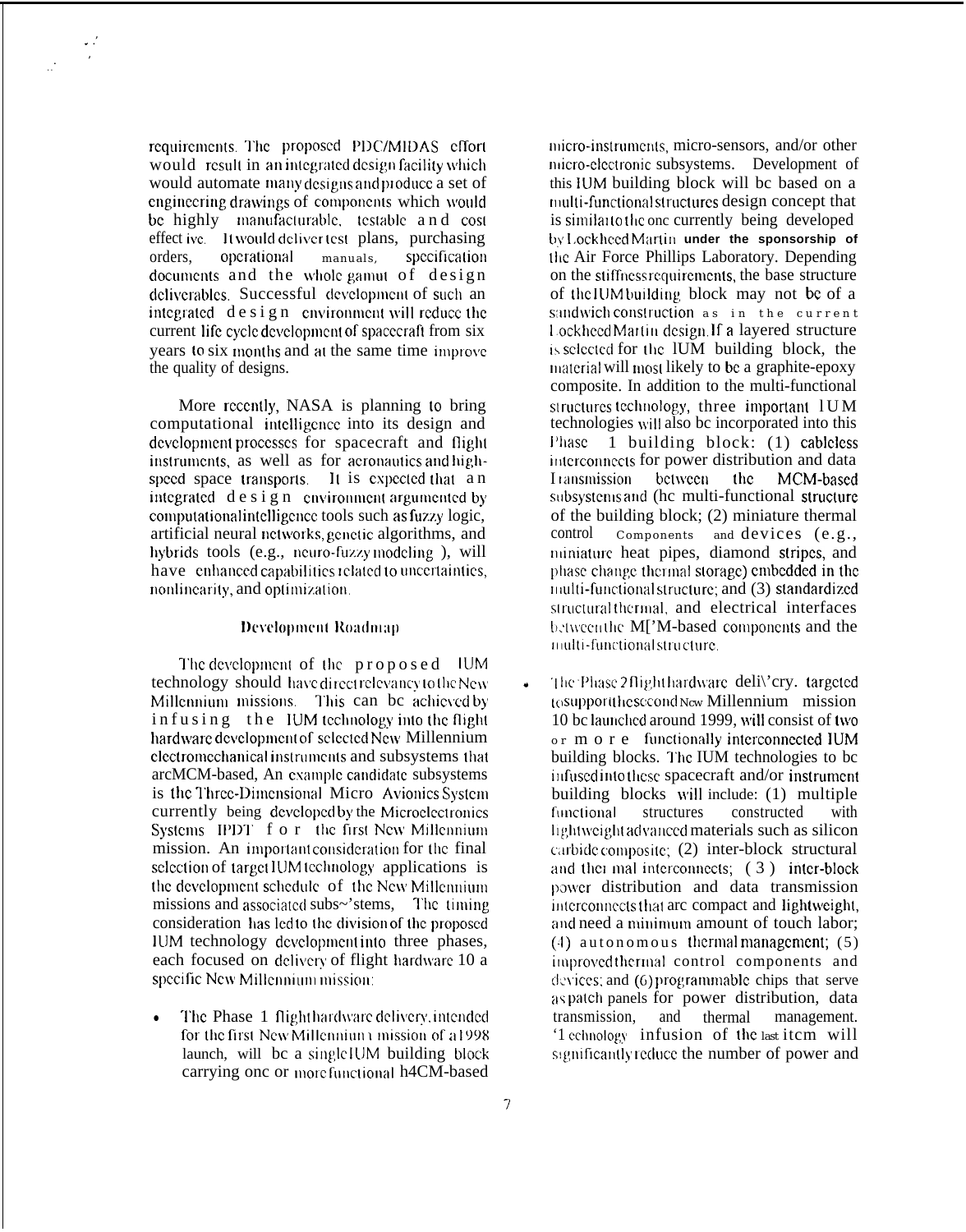requirements. The proposed PDC/MIDAS effort would result in an integrated design facility which would automate many designs and produce a set of engineering drawings of components which would be highly manufacturable, testable and cost effective. It would deliver test plans, purchasing orders, operational manuals, specification documents and the whole gamut of design deliverables. Successful development of such an integrated design environment will reduce the current life cycle development of spacecraft from six years to six months and at the same time improve the quality of designs.

More recently, NASA is planning to bring computational intelligence into its design and development processes for spacecraft and flight instruments, as well as for aeronautics and high-speed space transports. It is expected that an integrated design environment argumented by computational intelligence tools such as fuzzy logic, artificial neural networks, genetic algorithms, and hybrids tools (e.g., neuro-fuzzy modeling ), will have enhanced capabilities related to uncertainties, nonlinearity, and optimization.

## Development Roadmap

The development of the proposed IUM technology should have direct relevancy to the New Millennium missions. This can be achieved by infusing the IUM technology into the flight hardware development of selected New Millennium electromechanical instruments and subsystems that are MCM-based, An example candidate subsystems is the Three-Dimensional Micro Avionics System currently being developed by the Microelectronics Systems IPDT for the first New Millennium mission. An important consideration for the final selection of target IUM technology applications is the development schedule of the New Millennium missions and associated subs~'stems, The timing consideration has led to the division of the proposed IUM technology development into three phases, each focused on delivery of flight hardware 10 a specific New Millennium mission:

- The Phase 1 flight hardware delivery, intended for the first New Millennium mission of a 1998 launch, will be a single IUM building block carrying one or more functional h4CM-based micro-instruments, micro-sensors, and/or other micro-electronic subsystems. Development of this IUM building block will be based on a multi-functional structures design concept that is similar to the one currently being developed by Lockheed Martin under the sponsorship of the Air Force Phillips Laboratory. Depending on the stiffness requirements, the base structure of the IUM building block may not be of a sandwich construction as in the current Lockheed Martin design. If a layered structure is selected for the IUM building block, the material will most likely to be a graphite-epoxy composite. In addition to the multi-functional structures technology, three important IUM technologies will also be incorporated into this Phase 1 building block: (1) cableless interconnects for power distribution and data transmission between the MCM-based subsystems and the multi-functional structure of the building block; (2) miniature thermal control components and devices (e.g., miniature heat pipes, diamond stripes, and phase change thermal storage) embedded in the multi-functional structure; and (3) standardized structural thermal, and electrical interfaces between the M['M-based components and the multi-functional structure.

- The Phase 2 flight hardware deli\'cry. targeted to support the second New Millennium mission 10 be launched around 1999, will consist of two or more functionally interconnected IUM building blocks. The IUM technologies to be infused into these spacecraft and/or instrument building blocks will include: (1) multiple functional structures constructed with lightweight advanced materials such as silicon carbide composite; (2) inter-block structural and thermal interconnects; (3) inter-block power distribution and data transmission interconnects that are compact and lightweight, and need a minimum amount of touch labor; (4) autonomous thermal management; (5) improved thermal control components and devices; and (6) programmable chips that serve as patch panels for power distribution, data transmission, and thermal management. 'Technology infusion of the last item will significantly reduce the number of power and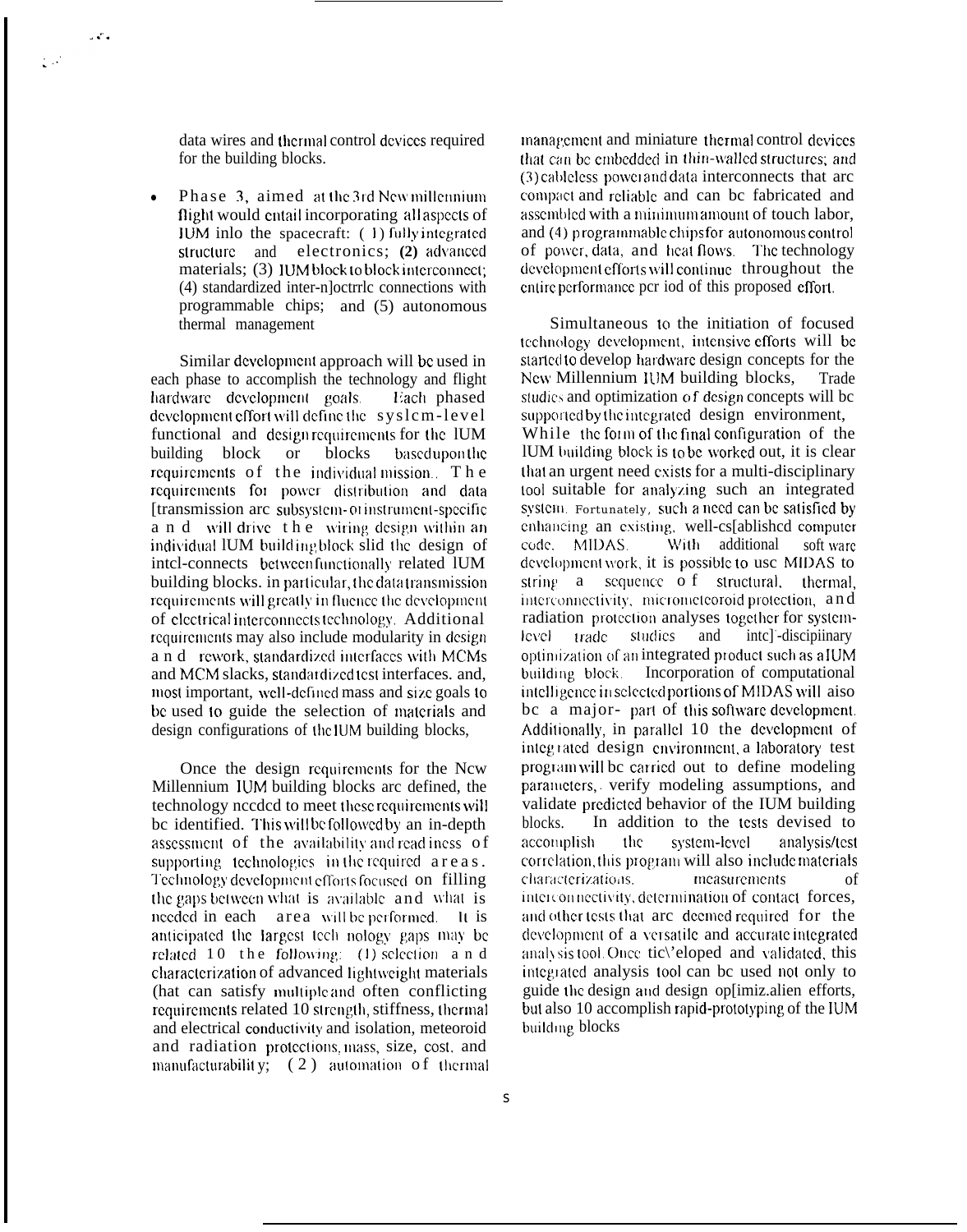data wires and thermal control devices required for the building blocks.

- Phase 3, aimed at the 3rd New millennium flight would entail incorporating all aspects of IUM inlo the spacecraft: (1) fully integrated structure and electronics; (2) advanced materials; (3) IUM block to block interconnect; (4) standardized inter-n]octrrlc connections with programmable chips; and (5) autonomous thermal management

Similar development approach will be used in each phase to accomplish the technology and flight hardware development goals. Each phased development effort will define the syslcm-level functional and design requirements for the IUM building block or blocks basedupon the requirements of the individual mission.. The requirements for power distribution and data [transmission arc subsystem-or instrument-specific and will drive the wiring design within an individual IUM building block slid the design of intcl-connects between functionally related IUM building blocks. in particular, the data transmission requirements will greatly in fluence the development of electrical interconnects technology. Additional requirements may also include modularity in design and rework, standardized interfaces with MCMs and MCM slacks, standardized test interfaces. and, most important, well-defined mass and size goals to be used to guide the selection of materials and design configurations of the IUM building blocks,

Once the design requirements for the New Millennium IUM building blocks arc defined, the technology needed to meet these requirements will be identified. This will be followed by an in-depth assessment of the availability and read iness of supporting technologies in the required areas. Technology development efforts focused on filling the gaps between what is available and what is needed in each area will be performed. It is anticipated the largest tech nology gaps may be related 10 the following: (1) selection and characterization of advanced lightweight materials (hat can satisfy multiple and often conflicting requirements related 10 strength, stiffness, thermal and electrical conductivity and isolation, meteoroid and radiation protections, mass, size, cost. and manufacturabilit y; (2) automation of thermal management and miniature thermal control devices that can be embedded in thin-walled structures; and (3) cableless power and data interconnects that arc compact and reliable and can be fabricated and assembled with a minimum amount of touch labor, and (4) programmable chips for autonomous control of power, data, and heat flows. The technology development efforts will continue throughout the entire performance per iod of this proposed effort.

Simultaneous to the initiation of focused technology development, intensive efforts will be started to develop hardware design concepts for the New Millennium IUM building blocks, Trade studies and optimization of design concepts will be supported by the integrated design environment, While the form of the final configuration of the IUM building block is to be worked out, it is clear that an urgent need exists for a multi-disciplinary tool suitable for analyzing such an integrated system. Fortunately, such a need can be satisfied by enhancing an existing, well-es[ablished computer code, MIDAS. With additional soft ware development work, it is possible to use MIDAS to string a sequence of structural, thermal, interconnectivity, micrometeoroid protection, and radiation protection analyses together for system-level trade studies and intc]-discipiinary optimization of an integrated product such as a IUM building block. Incorporation of computational intelligence in selected portions of MIDAS will aiso be a major- part of this software development. Additionally, in parallel 10 the development of integrated design environment, a laboratory test program will be carried out to define modeling parameters,. verify modeling assumptions, and validate predicted behavior of the IUM building blocks. In addition to the tests devised to accomplish the system-level analysis/test correlation, this program will also include materials characterizations. measurements of interconnectivity, determination of contact forces, and other tests that arc deemed required for the development of a versatile and accurate integrated analysis tool. Once tic\'eloped and validated, this integrated analysis tool can be used not only to guide the design and design op[imiz.alien efforts, but also 10 accomplish rapid-prototyping of the IUM building blocks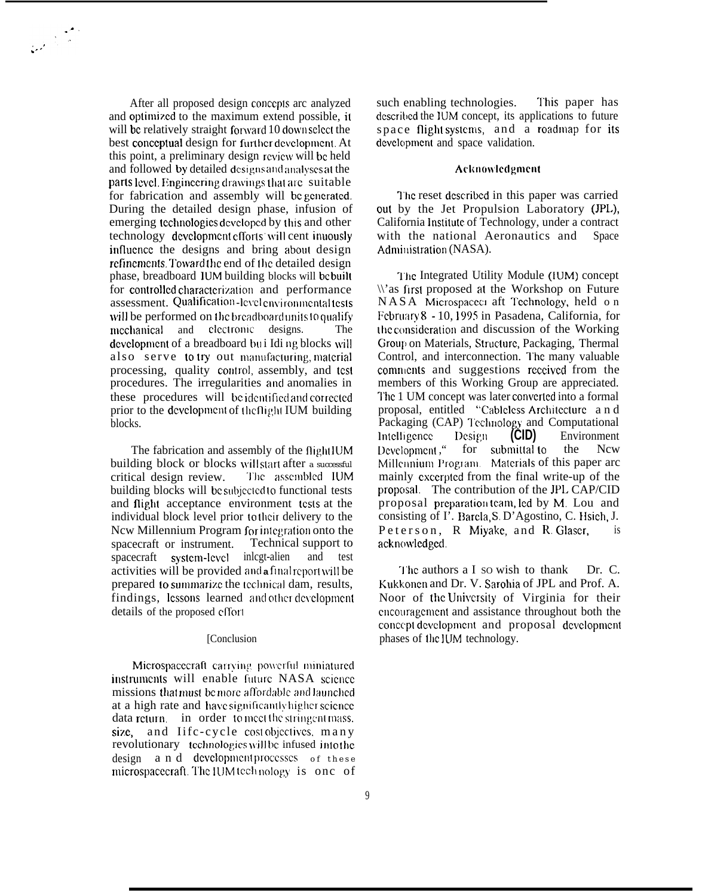After all proposed design concepts arc analyzed and optimized to the maximum extend possible, it will be relatively straight forward 10 down select the best conceptual design for further development. At this point, a preliminary design review will be held and followed by detailed designs and analyses at the parts level. Engineering drawings that arc suitable for fabrication and assembly will be generated. During the detailed design phase, infusion of emerging technologies developed by this and other technology development efforts will cent inuously influence the designs and bring about design refinements. Toward the end of the detailed design phase, breadboard IUM building blocks will be built for controlled characterization and performance assessment. Qualification-level environmental tests will be performed on the breadboard units to qualify mechanical and electronic designs. The development of a breadboard bui Idi ng blocks will also serve to try out manufacturing, material processing, quality control, assembly, and test procedures. The irregularities and anomalies in these procedures will be identified and corrected prior to the development of the flight IUM building blocks.

The fabrication and assembly of the flight IUM building block or blocks will start after a successful critical design review. The assembled IUM building blocks will be subjected to functional tests and flight acceptance environment tests at the individual block level prior to their delivery to the Ncw Millennium Program for integration onto the spacecraft or instrument. Technical support to spacecraft system-level inlcgt-alien and test activities will be provided and a final report will be prepared to summarize the technical dam, results, findings, lessons learned and other development details of the proposed effort

## [Conclusion

Microspacecraft carrying powerful miniatured instruments will enable future NASA science missions that must be more affordable and launched at a high rate and have significantly higher science data return. in order to meet the stringent mass. size, and Iifc-cycle cost objectives, many revolutionary technologies will be infused into the design and development processes of these microspacecraft. The IUM technology is onc of such enabling technologies. This paper has described the IUM concept, its applications to future space flight systems, and a roadmap for its development and space validation.

## Acknowledgment

The reset described in this paper was carried out by the Jet Propulsion Laboratory (JPL), California Institute of Technology, under a contract with the national Aeronautics and Space Administration (NASA).

The Integrated Utility Module (IUM) concept \\'as first proposed at the Workshop on Future NASA Microspacecr aft Technology, held on February 8 - 10, 1995 in Pasadena, California, for the consideration and discussion of the Working Group on Materials, Structure, Packaging, Thermal Control, and interconnection. The many valuable comments and suggestions received from the members of this Working Group are appreciated. The 1 UM concept was later converted into a formal proposal, entitled "Cableless Architecture and Packaging (CAP) Technology and Computational Intelligence Design **(CID)** Environment Development," for submittal to the Ncw Millennium Program. Materials of this paper arc mainly excerpted from the final write-up of the proposal. The contribution of the JPL CAP/CID proposal preparation team, led by M. Lou and consisting of I'. Barela, S. D'Agostino, C. Hsieh, J. Peterson, R Miyake, and R. Glaser, is acknowledged.

The authors a I so wish to thank Dr. C. Kukkonen and Dr. V. Sarohia of JPL and Prof. A. Noor of the University of Virginia for their encouragement and assistance throughout both the concept development and proposal development phases of the IUM technology.